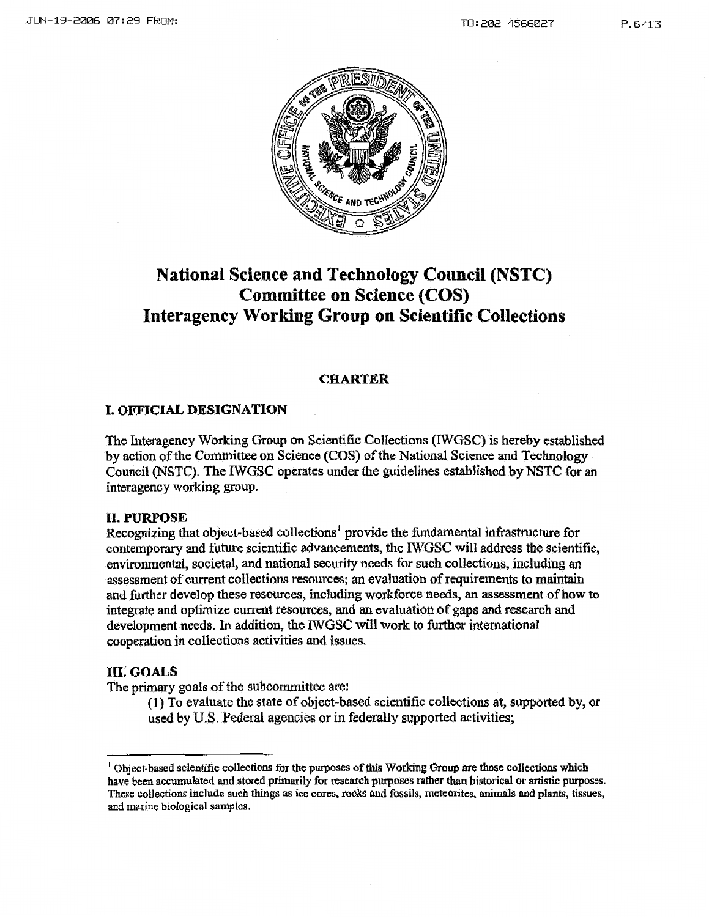# National Science and Technology Council (NSTC)
# Committee on Science (COS)
# Interagency Working Group on Scientific Collections

## CHARTER

### I. OFFICIAL DESIGNATION

The Interagency Working Group on Scientific Collections (IWGSC) is hereby established by action of the Committee on Science (COS) of the National Science and Technology Council (NSTC). The IWGSC operates under the guidelines established by NSTC for an interagency working group.

### II. PURPOSE

Recognizing that object-based collections[1] provide the fundamental infrastructure for contemporary and future scientific advancements, the IWGSC will address the scientific, environmental, societal, and national security needs for such collections, including an assessment of current collections resources; an evaluation of requirements to maintain and further develop these resources, including workforce needs, an assessment of how to integrate and optimize current resources, and an evaluation of gaps and research and development needs. In addition, the IWGSC will work to further international cooperation in collections activities and issues.

### III. GOALS

The primary goals of the subcommittee are:

(1) To evaluate the state of object-based scientific collections at, supported by, or used by U.S. Federal agencies or in federally supported activities;

---

[1] Object-based scientific collections for the purposes of this Working Group are those collections which have been accumulated and stored primarily for research purposes rather than historical or artistic purposes. These collections include such things as ice cores, rocks and fossils, meteorites, animals and plants, tissues, and marine biological samples.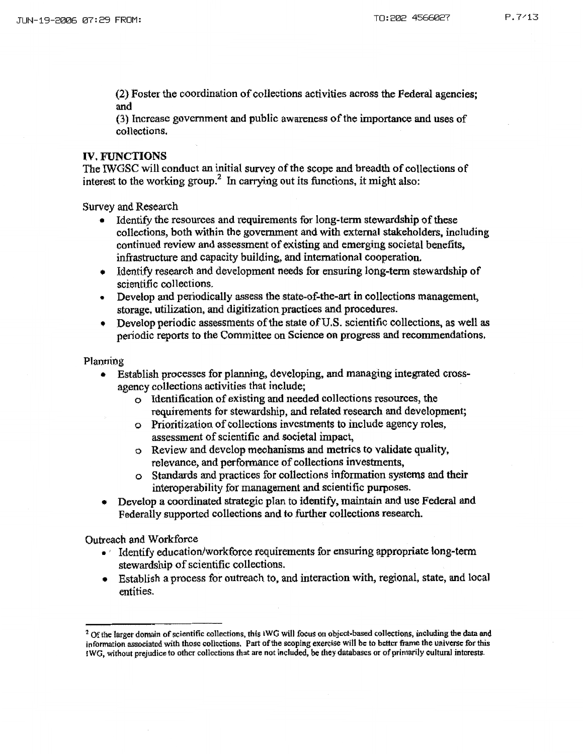(2) Foster the coordination of collections activities across the Federal agencies; and

(3) Increase government and public awareness of the importance and uses of collections.

## IV. FUNCTIONS

The IWGSC will conduct an initial survey of the scope and breadth of collections of interest to the working group.[2] In carrying out its functions, it might also:

Survey and Research

- Identify the resources and requirements for long-term stewardship of these collections, both within the government and with external stakeholders, including continued review and assessment of existing and emerging societal benefits, infrastructure and capacity building, and international cooperation.
- Identify research and development needs for ensuring long-term stewardship of scientific collections.
- Develop and periodically assess the state-of-the-art in collections management, storage, utilization, and digitization practices and procedures.
- Develop periodic assessments of the state of U.S. scientific collections, as well as periodic reports to the Committee on Science on progress and recommendations.

Planning

- Establish processes for planning, developing, and managing integrated cross-agency collections activities that include;
  - Identification of existing and needed collections resources, the requirements for stewardship, and related research and development;
  - Prioritization of collections investments to include agency roles, assessment of scientific and societal impact,
  - Review and develop mechanisms and metrics to validate quality, relevance, and performance of collections investments,
  - Standards and practices for collections information systems and their interoperability for management and scientific purposes.
- Develop a coordinated strategic plan to identify, maintain and use Federal and Federally supported collections and to further collections research.

Outreach and Workforce

- Identify education/workforce requirements for ensuring appropriate long-term stewardship of scientific collections.
- Establish a process for outreach to, and interaction with, regional, state, and local entities.

---

[2] Of the larger domain of scientific collections, this IWG will focus on object-based collections, including the data and information associated with those collections. Part of the scoping exercise will be to better frame the universe for this IWG, without prejudice to other collections that are not included, be they databases or of primarily cultural interests.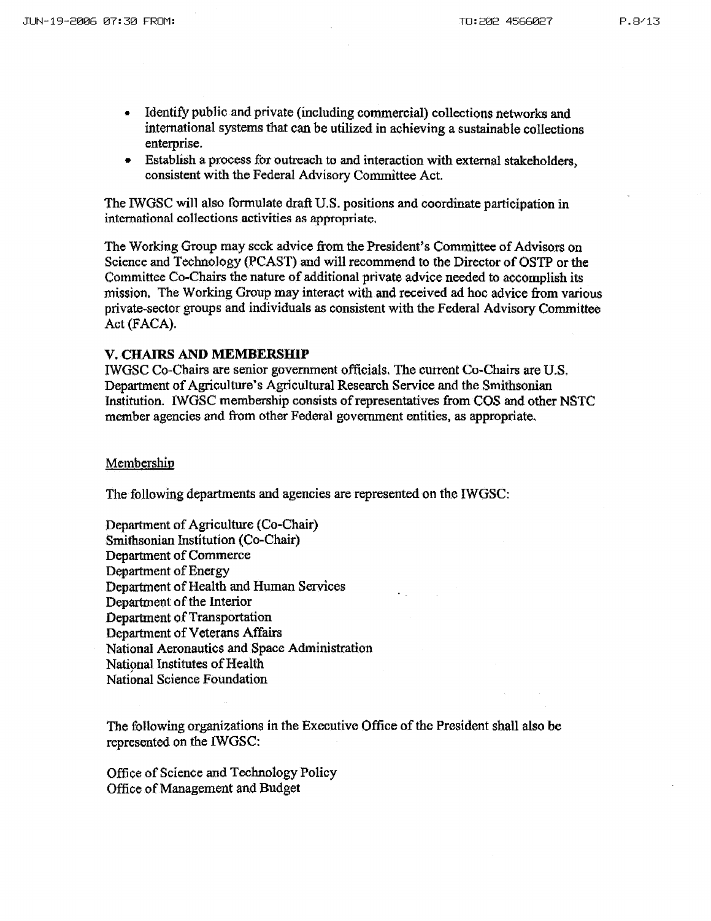- Identify public and private (including commercial) collections networks and international systems that can be utilized in achieving a sustainable collections enterprise.
- Establish a process for outreach to and interaction with external stakeholders, consistent with the Federal Advisory Committee Act.

The IWGSC will also formulate draft U.S. positions and coordinate participation in international collections activities as appropriate.

The Working Group may seek advice from the President's Committee of Advisors on Science and Technology (PCAST) and will recommend to the Director of OSTP or the Committee Co-Chairs the nature of additional private advice needed to accomplish its mission. The Working Group may interact with and received ad hoc advice from various private-sector groups and individuals as consistent with the Federal Advisory Committee Act (FACA).

### V. CHAIRS AND MEMBERSHIP

IWGSC Co-Chairs are senior government officials. The current Co-Chairs are U.S. Department of Agriculture's Agricultural Research Service and the Smithsonian Institution. IWGSC membership consists of representatives from COS and other NSTC member agencies and from other Federal government entities, as appropriate.

Membership

The following departments and agencies are represented on the IWGSC:

Department of Agriculture (Co-Chair)
Smithsonian Institution (Co-Chair)
Department of Commerce
Department of Energy
Department of Health and Human Services
Department of the Interior
Department of Transportation
Department of Veterans Affairs
National Aeronautics and Space Administration
National Institutes of Health
National Science Foundation

The following organizations in the Executive Office of the President shall also be represented on the IWGSC:

Office of Science and Technology Policy
Office of Management and Budget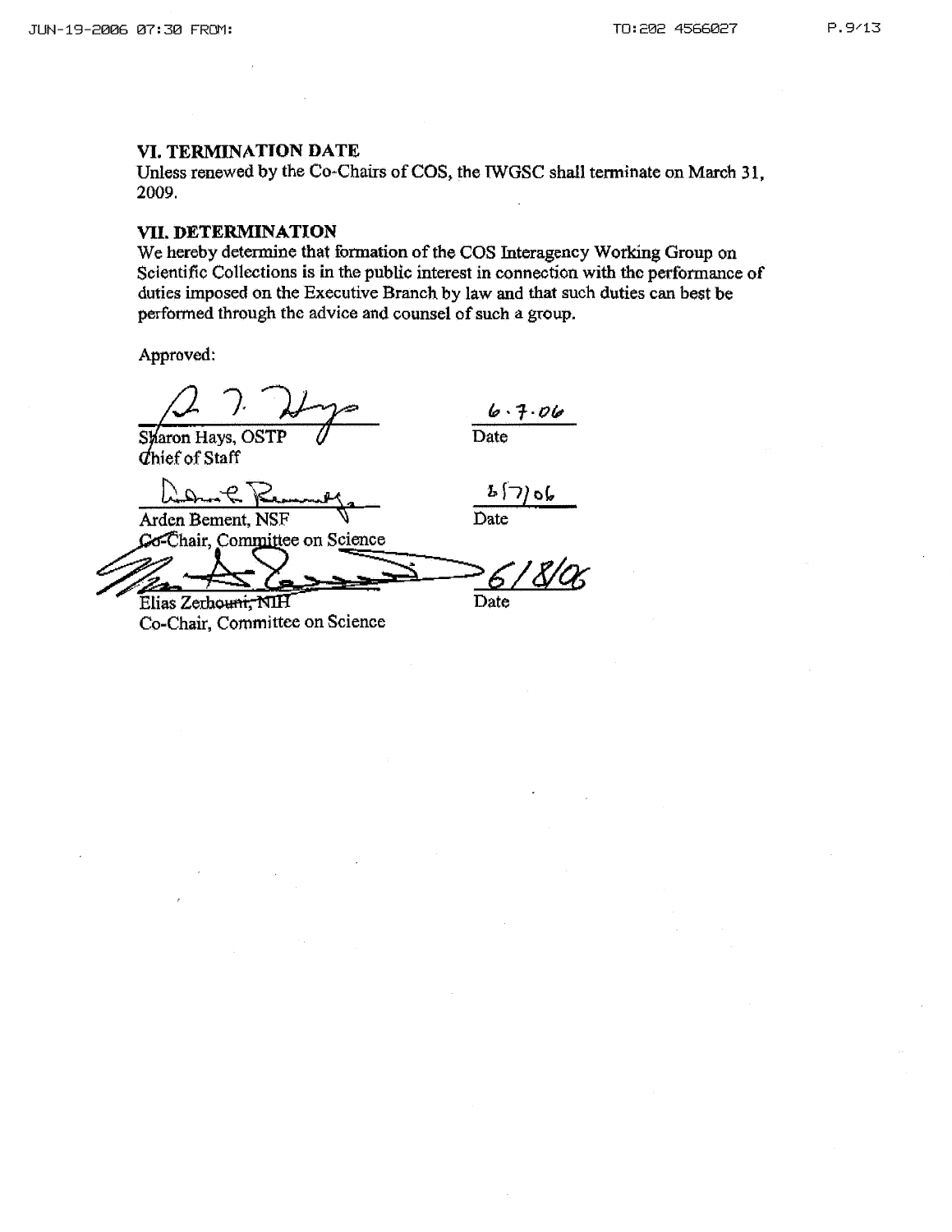## VI. TERMINATION DATE

Unless renewed by the Co-Chairs of COS, the IWGSC shall terminate on March 31, 2009.

## VII. DETERMINATION

We hereby determine that formation of the COS Interagency Working Group on Scientific Collections is in the public interest in connection with the performance of duties imposed on the Executive Branch by law and that such duties can best be performed through the advice and counsel of such a group.

Approved:

Sharon Hays, OSTP
Chief of Staff

6·7·06
Date

Arden Bement, NSF
Co-Chair, Committee on Science

6/7/06
Date

Elias Zerhouni, NIH
Co-Chair, Committee on Science

6/8/06
Date